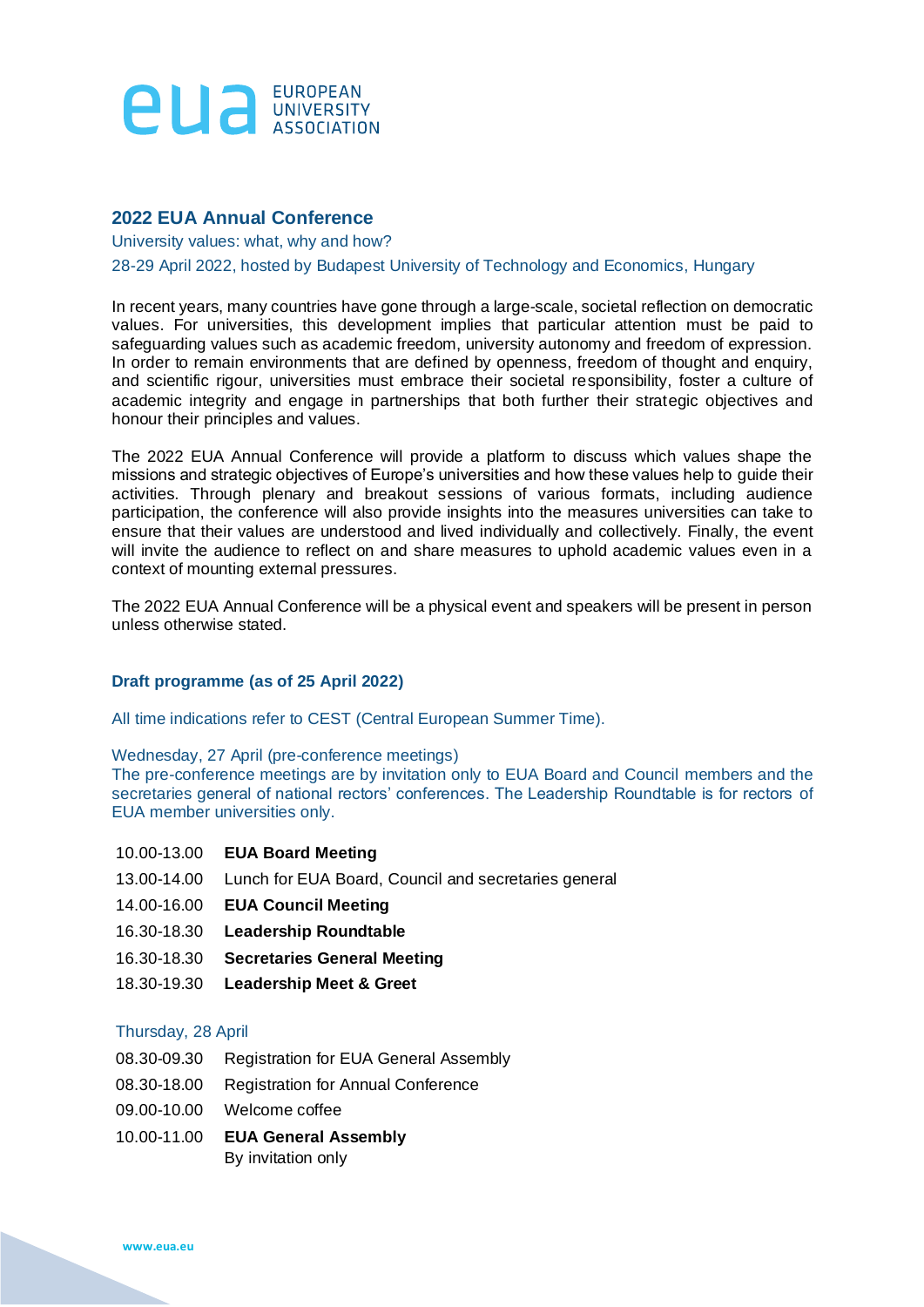EUROPEAN UNIVERSITY ASSOCIATION

## 2022 EUA Annual Conference

University values: what, why and how?

28-29 April 2022, hosted by Budapest University of Technology and Economics, Hungary

In recent years, many countries have gone through a large-scale, societal reflection on democratic values. For universities, this development implies that particular attention must be paid to safeguarding values such as academic freedom, university autonomy and freedom of expression. In order to remain environments that are defined by openness, freedom of thought and enquiry, and scientific rigour, universities must embrace their societal responsibility, foster a culture of academic integrity and engage in partnerships that both further their strategic objectives and honour their principles and values.

The 2022 EUA Annual Conference will provide a platform to discuss which values shape the missions and strategic objectives of Europe's universities and how these values help to guide their activities. Through plenary and breakout sessions of various formats, including audience participation, the conference will also provide insights into the measures universities can take to ensure that their values are understood and lived individually and collectively. Finally, the event will invite the audience to reflect on and share measures to uphold academic values even in a context of mounting external pressures.

The 2022 EUA Annual Conference will be a physical event and speakers will be present in person unless otherwise stated.

### Draft programme (as of 25 April 2022)

All time indications refer to CEST (Central European Summer Time).

Wednesday, 27 April (pre-conference meetings)
The pre-conference meetings are by invitation only to EUA Board and Council members and the secretaries general of national rectors' conferences. The Leadership Roundtable is for rectors of EUA member universities only.

10.00-13.00 **EUA Board Meeting**

13.00-14.00 Lunch for EUA Board, Council and secretaries general

14.00-16.00 **EUA Council Meeting**

16.30-18.30 **Leadership Roundtable**

16.30-18.30 **Secretaries General Meeting**

18.30-19.30 **Leadership Meet & Greet**

Thursday, 28 April

08.30-09.30 Registration for EUA General Assembly

08.30-18.00 Registration for Annual Conference

09.00-10.00 Welcome coffee

10.00-11.00 **EUA General Assembly**
By invitation only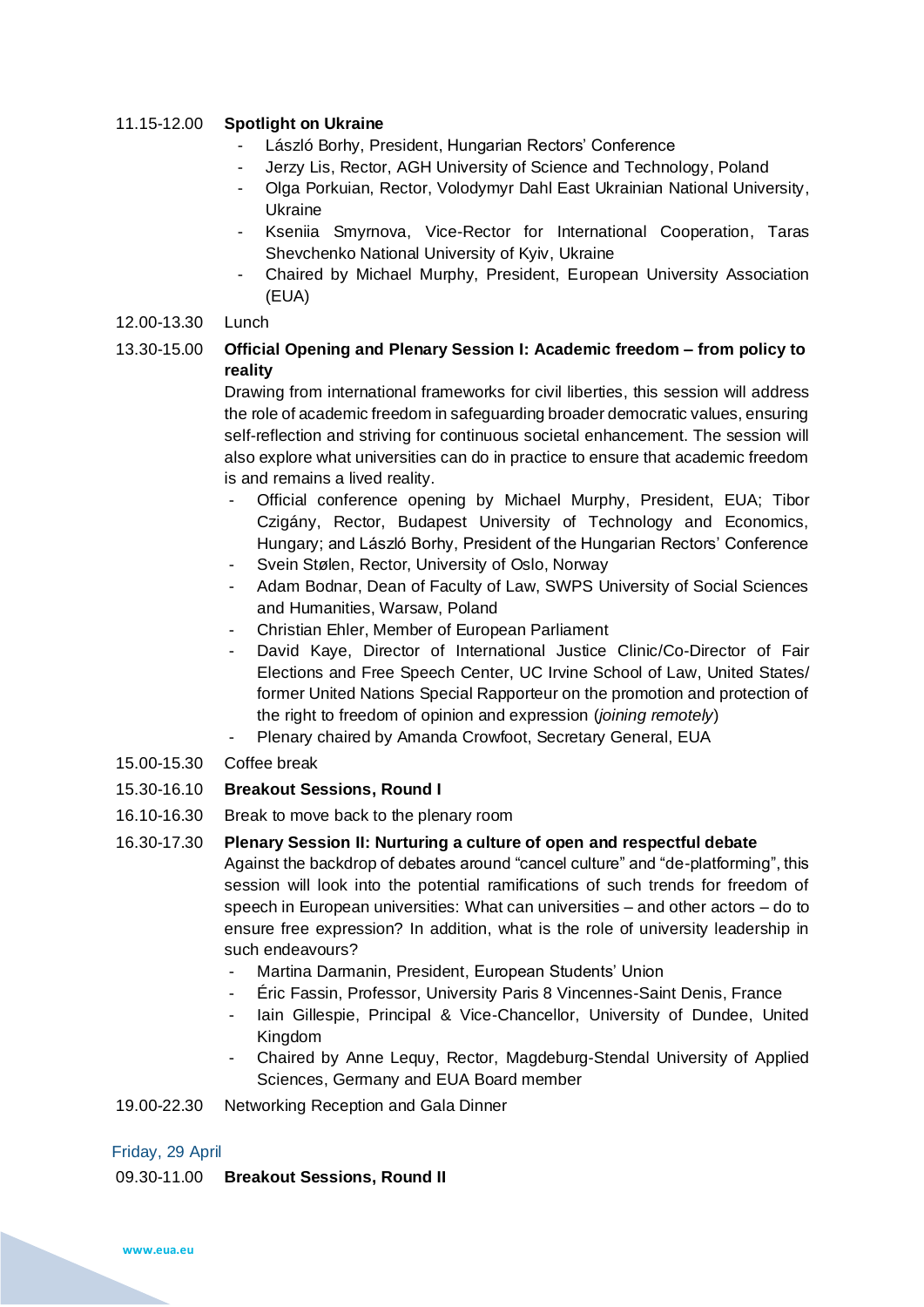11.15-12.00 **Spotlight on Ukraine**

- László Borhy, President, Hungarian Rectors' Conference
- Jerzy Lis, Rector, AGH University of Science and Technology, Poland
- Olga Porkuian, Rector, Volodymyr Dahl East Ukrainian National University, Ukraine
- Kseniia Smyrnova, Vice-Rector for International Cooperation, Taras Shevchenko National University of Kyiv, Ukraine
- Chaired by Michael Murphy, President, European University Association (EUA)

12.00-13.30 Lunch

13.30-15.00 **Official Opening and Plenary Session I: Academic freedom – from policy to reality**

Drawing from international frameworks for civil liberties, this session will address the role of academic freedom in safeguarding broader democratic values, ensuring self-reflection and striving for continuous societal enhancement. The session will also explore what universities can do in practice to ensure that academic freedom is and remains a lived reality.

- Official conference opening by Michael Murphy, President, EUA; Tibor Czigány, Rector, Budapest University of Technology and Economics, Hungary; and László Borhy, President of the Hungarian Rectors' Conference
- Svein Stølen, Rector, University of Oslo, Norway
- Adam Bodnar, Dean of Faculty of Law, SWPS University of Social Sciences and Humanities, Warsaw, Poland
- Christian Ehler, Member of European Parliament
- David Kaye, Director of International Justice Clinic/Co-Director of Fair Elections and Free Speech Center, UC Irvine School of Law, United States/ former United Nations Special Rapporteur on the promotion and protection of the right to freedom of opinion and expression (*joining remotely*)
- Plenary chaired by Amanda Crowfoot, Secretary General, EUA

15.00-15.30 Coffee break

15.30-16.10 **Breakout Sessions, Round I**

16.10-16.30 Break to move back to the plenary room

16.30-17.30 **Plenary Session II: Nurturing a culture of open and respectful debate**

Against the backdrop of debates around "cancel culture" and "de-platforming", this session will look into the potential ramifications of such trends for freedom of speech in European universities: What can universities – and other actors – do to ensure free expression? In addition, what is the role of university leadership in such endeavours?

- Martina Darmanin, President, European Students' Union
- Éric Fassin, Professor, University Paris 8 Vincennes-Saint Denis, France
- Iain Gillespie, Principal & Vice-Chancellor, University of Dundee, United Kingdom
- Chaired by Anne Lequy, Rector, Magdeburg-Stendal University of Applied Sciences, Germany and EUA Board member

19.00-22.30 Networking Reception and Gala Dinner

## Friday, 29 April

09.30-11.00 **Breakout Sessions, Round II**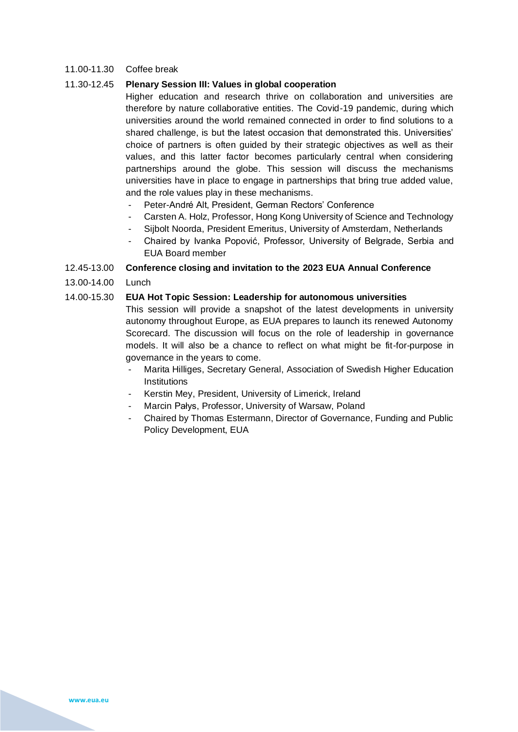11.00-11.30 Coffee break

11.30-12.45 **Plenary Session III: Values in global cooperation**

Higher education and research thrive on collaboration and universities are therefore by nature collaborative entities. The Covid-19 pandemic, during which universities around the world remained connected in order to find solutions to a shared challenge, is but the latest occasion that demonstrated this. Universities' choice of partners is often guided by their strategic objectives as well as their values, and this latter factor becomes particularly central when considering partnerships around the globe. This session will discuss the mechanisms universities have in place to engage in partnerships that bring true added value, and the role values play in these mechanisms.

- Peter-André Alt, President, German Rectors' Conference
- Carsten A. Holz, Professor, Hong Kong University of Science and Technology
- Sijbolt Noorda, President Emeritus, University of Amsterdam, Netherlands
- Chaired by Ivanka Popović, Professor, University of Belgrade, Serbia and EUA Board member

12.45-13.00 **Conference closing and invitation to the 2023 EUA Annual Conference**

13.00-14.00 Lunch

14.00-15.30 **EUA Hot Topic Session: Leadership for autonomous universities**

This session will provide a snapshot of the latest developments in university autonomy throughout Europe, as EUA prepares to launch its renewed Autonomy Scorecard. The discussion will focus on the role of leadership in governance models. It will also be a chance to reflect on what might be fit-for-purpose in governance in the years to come.

- Marita Hilliges, Secretary General, Association of Swedish Higher Education Institutions
- Kerstin Mey, President, University of Limerick, Ireland
- Marcin Pałys, Professor, University of Warsaw, Poland
- Chaired by Thomas Estermann, Director of Governance, Funding and Public Policy Development, EUA